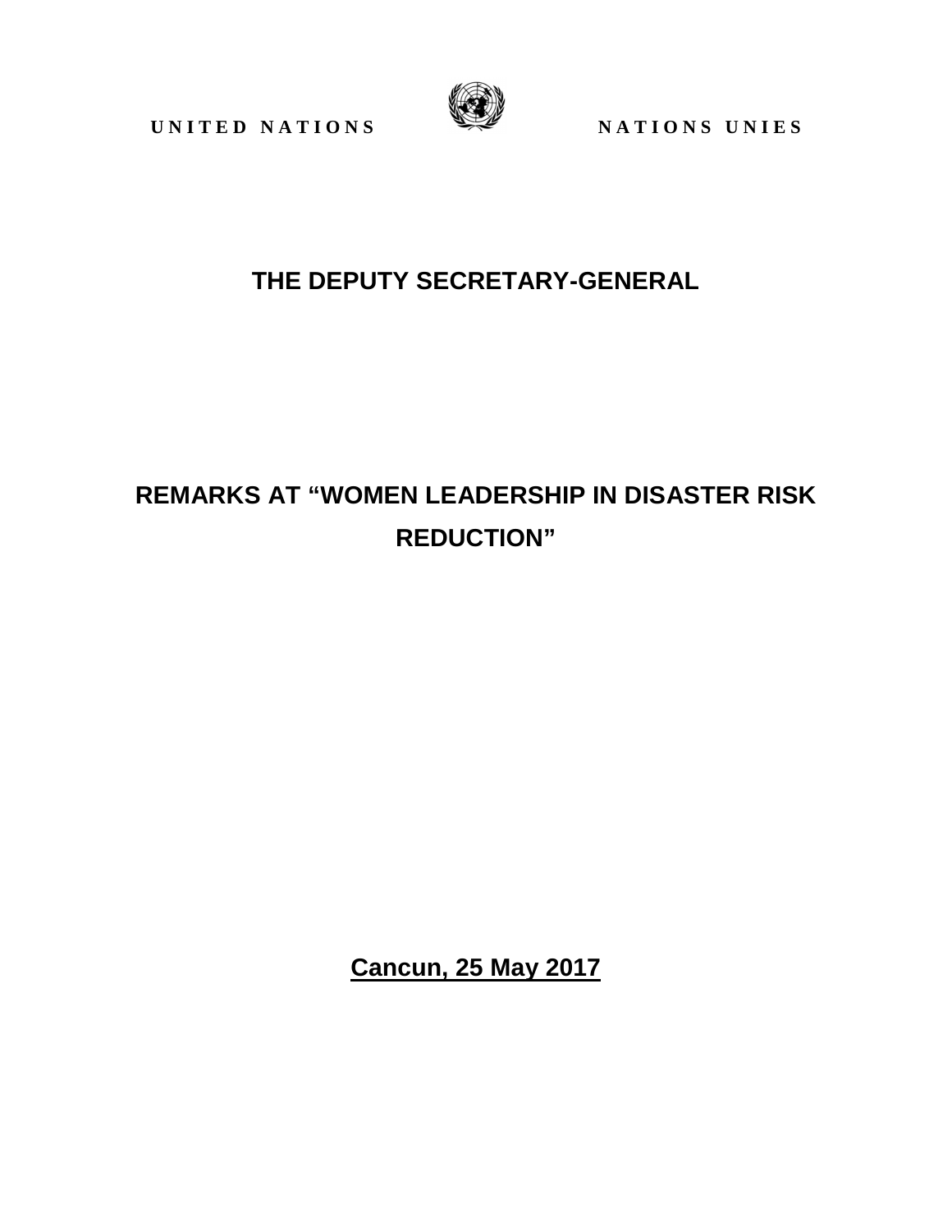UNITED NATIONS NATIONS UNIES

# THE DEPUTY SECRETARY-GENERAL

# REMARKS AT "WOMEN LEADERSHIP IN DISASTER RISK REDUCTION"

**Cancun, 25 May 2017**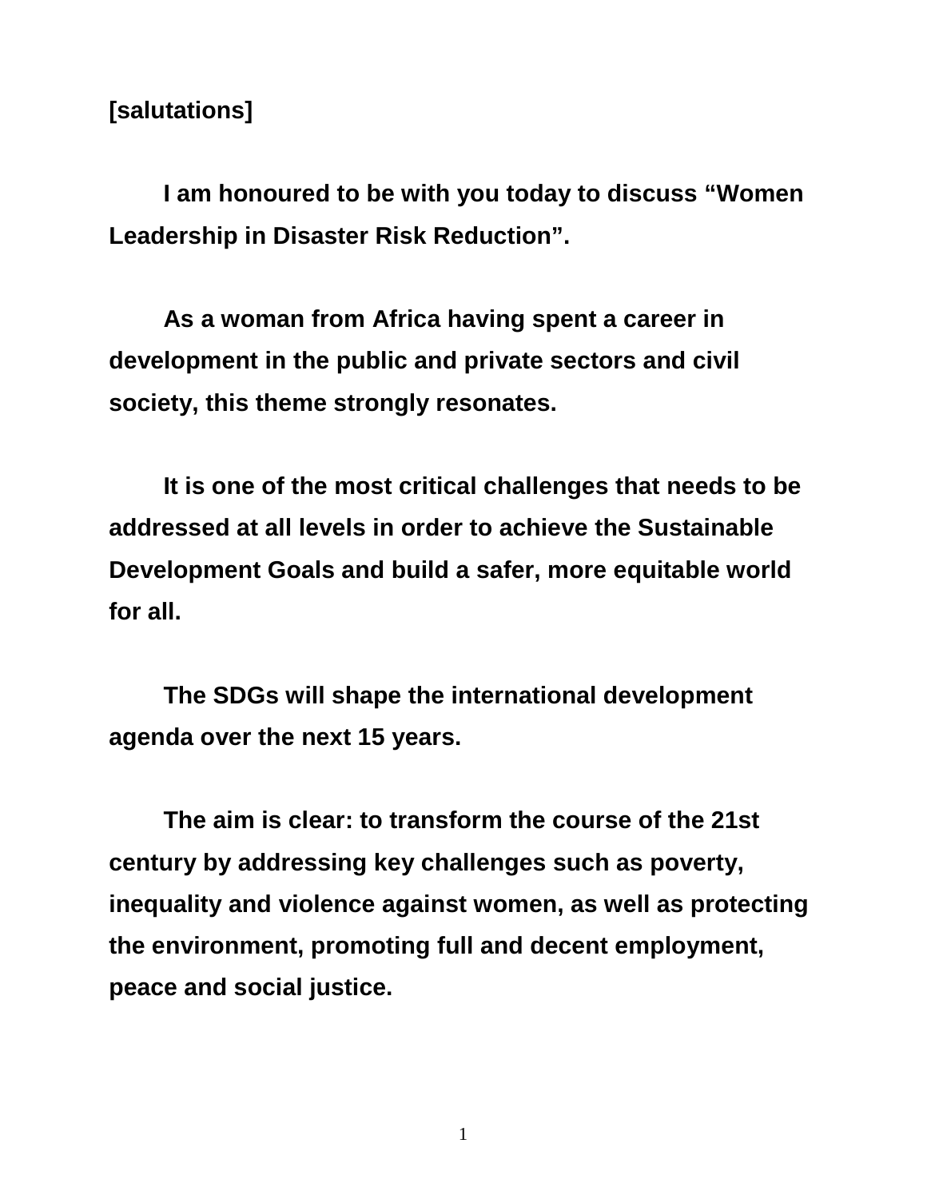**[salutations]**

**I am honoured to be with you today to discuss "Women Leadership in Disaster Risk Reduction".**

**As a woman from Africa having spent a career in development in the public and private sectors and civil society, this theme strongly resonates.**

**It is one of the most critical challenges that needs to be addressed at all levels in order to achieve the Sustainable Development Goals and build a safer, more equitable world for all.**

**The SDGs will shape the international development agenda over the next 15 years.**

**The aim is clear: to transform the course of the 21st century by addressing key challenges such as poverty, inequality and violence against women, as well as protecting the environment, promoting full and decent employment, peace and social justice.**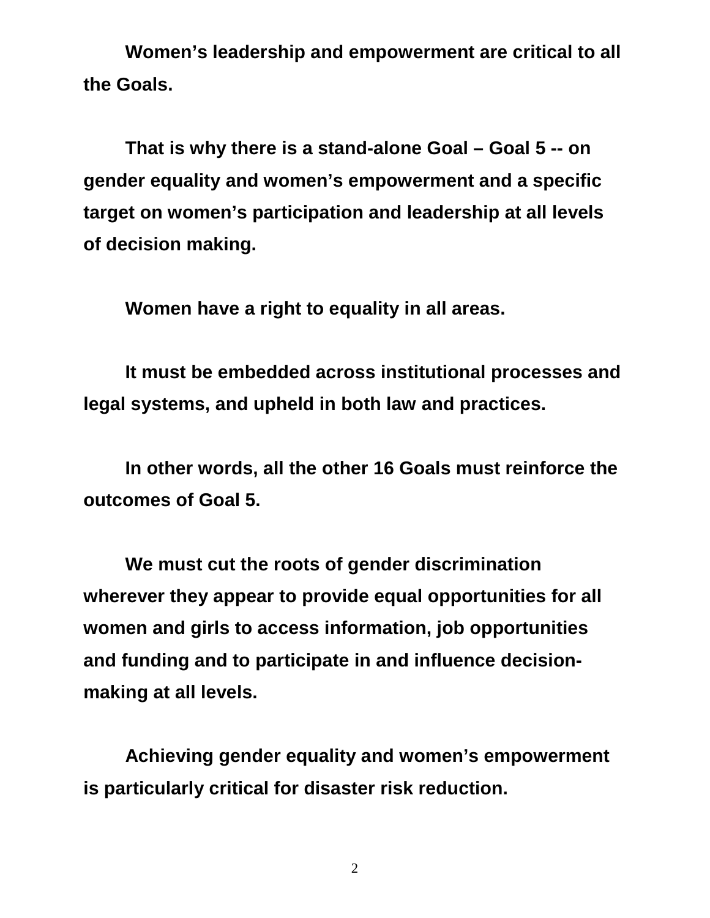**Women's leadership and empowerment are critical to all the Goals.**

**That is why there is a stand-alone Goal – Goal 5 -- on gender equality and women's empowerment and a specific target on women's participation and leadership at all levels of decision making.**

**Women have a right to equality in all areas.**

**It must be embedded across institutional processes and legal systems, and upheld in both law and practices.**

**In other words, all the other 16 Goals must reinforce the outcomes of Goal 5.**

**We must cut the roots of gender discrimination wherever they appear to provide equal opportunities for all women and girls to access information, job opportunities and funding and to participate in and influence decision-making at all levels.**

**Achieving gender equality and women's empowerment is particularly critical for disaster risk reduction.**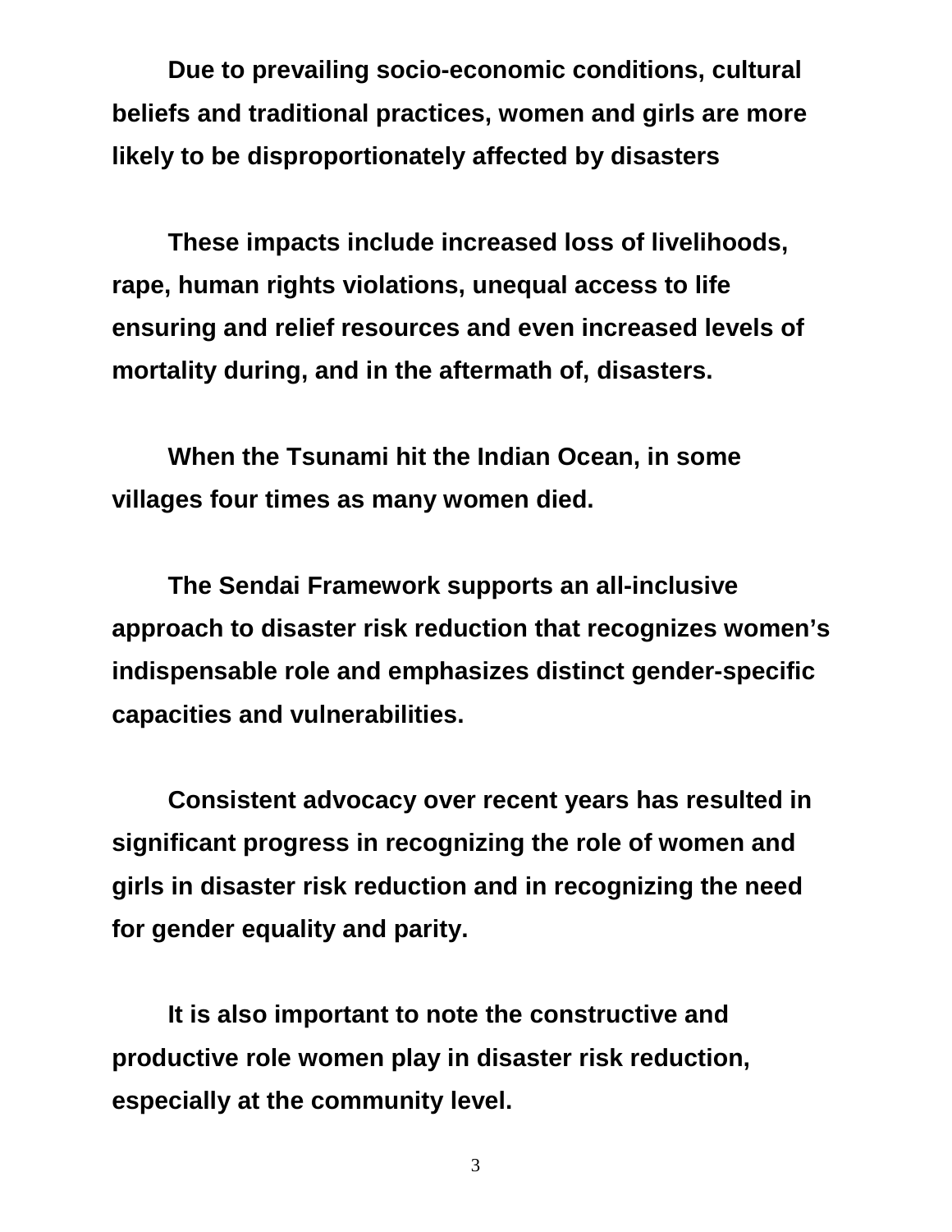**Due to prevailing socio-economic conditions, cultural beliefs and traditional practices, women and girls are more likely to be disproportionately affected by disasters**

**These impacts include increased loss of livelihoods, rape, human rights violations, unequal access to life ensuring and relief resources and even increased levels of mortality during, and in the aftermath of, disasters.**

**When the Tsunami hit the Indian Ocean, in some villages four times as many women died.**

**The Sendai Framework supports an all-inclusive approach to disaster risk reduction that recognizes women's indispensable role and emphasizes distinct gender-specific capacities and vulnerabilities.**

**Consistent advocacy over recent years has resulted in significant progress in recognizing the role of women and girls in disaster risk reduction and in recognizing the need for gender equality and parity.**

**It is also important to note the constructive and productive role women play in disaster risk reduction, especially at the community level.**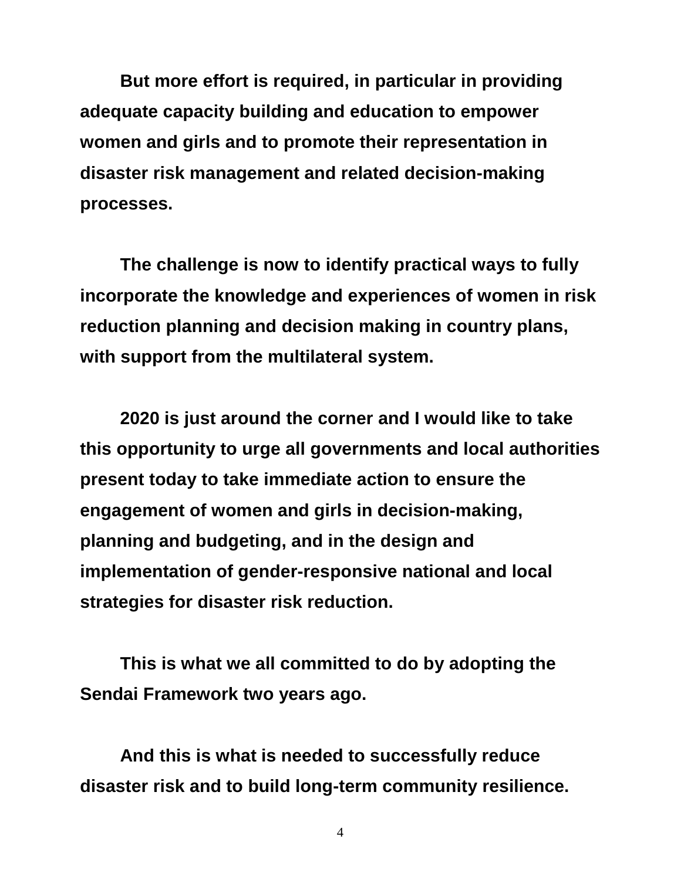**But more effort is required, in particular in providing adequate capacity building and education to empower women and girls and to promote their representation in disaster risk management and related decision-making processes.**

**The challenge is now to identify practical ways to fully incorporate the knowledge and experiences of women in risk reduction planning and decision making in country plans, with support from the multilateral system.**

**2020 is just around the corner and I would like to take this opportunity to urge all governments and local authorities present today to take immediate action to ensure the engagement of women and girls in decision-making, planning and budgeting, and in the design and implementation of gender-responsive national and local strategies for disaster risk reduction.**

**This is what we all committed to do by adopting the Sendai Framework two years ago.**

**And this is what is needed to successfully reduce disaster risk and to build long-term community resilience.**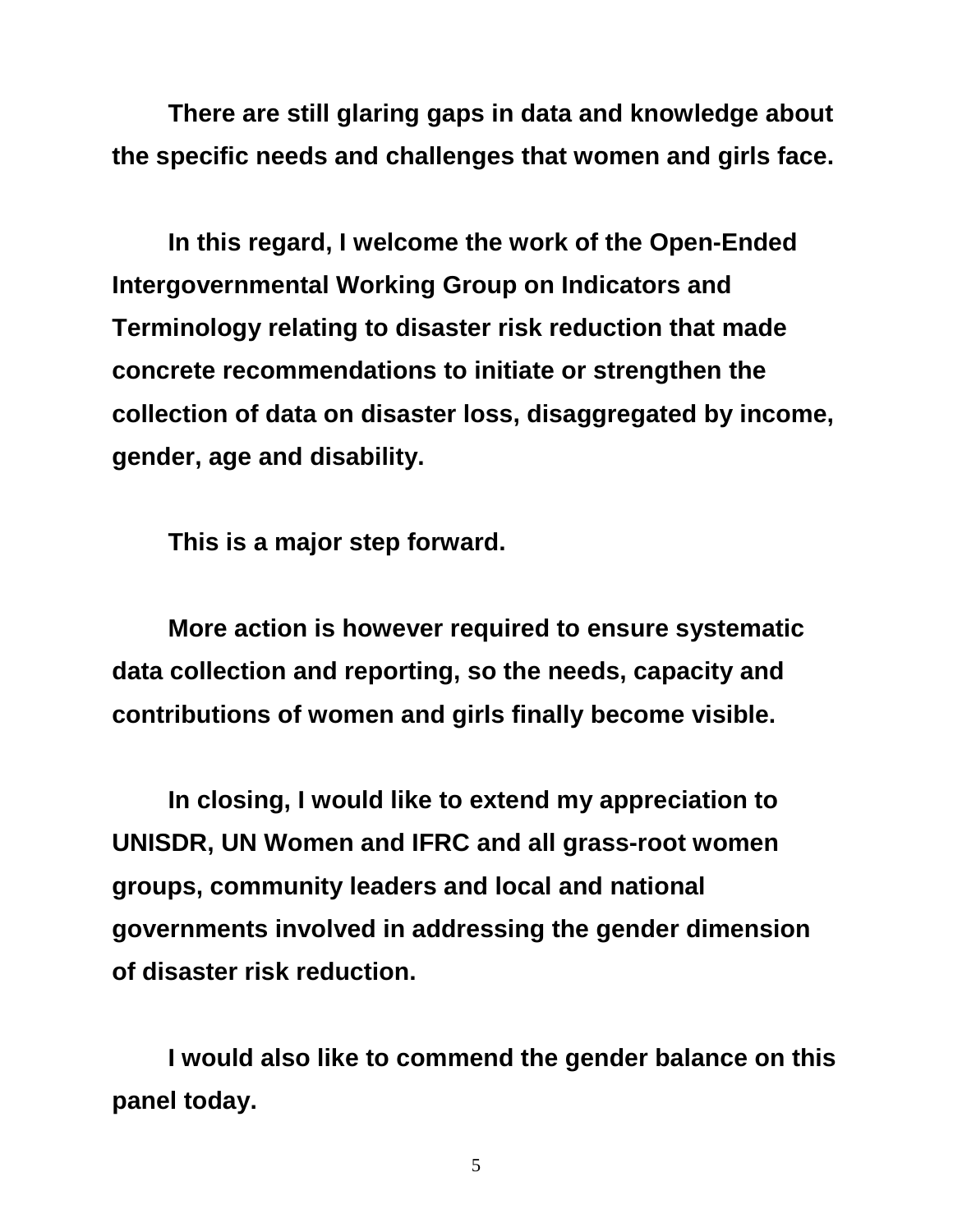**There are still glaring gaps in data and knowledge about the specific needs and challenges that women and girls face.**

**In this regard, I welcome the work of the Open-Ended Intergovernmental Working Group on Indicators and Terminology relating to disaster risk reduction that made concrete recommendations to initiate or strengthen the collection of data on disaster loss, disaggregated by income, gender, age and disability.**

**This is a major step forward.**

**More action is however required to ensure systematic data collection and reporting, so the needs, capacity and contributions of women and girls finally become visible.**

**In closing, I would like to extend my appreciation to UNISDR, UN Women and IFRC and all grass-root women groups, community leaders and local and national governments involved in addressing the gender dimension of disaster risk reduction.**

**I would also like to commend the gender balance on this panel today.**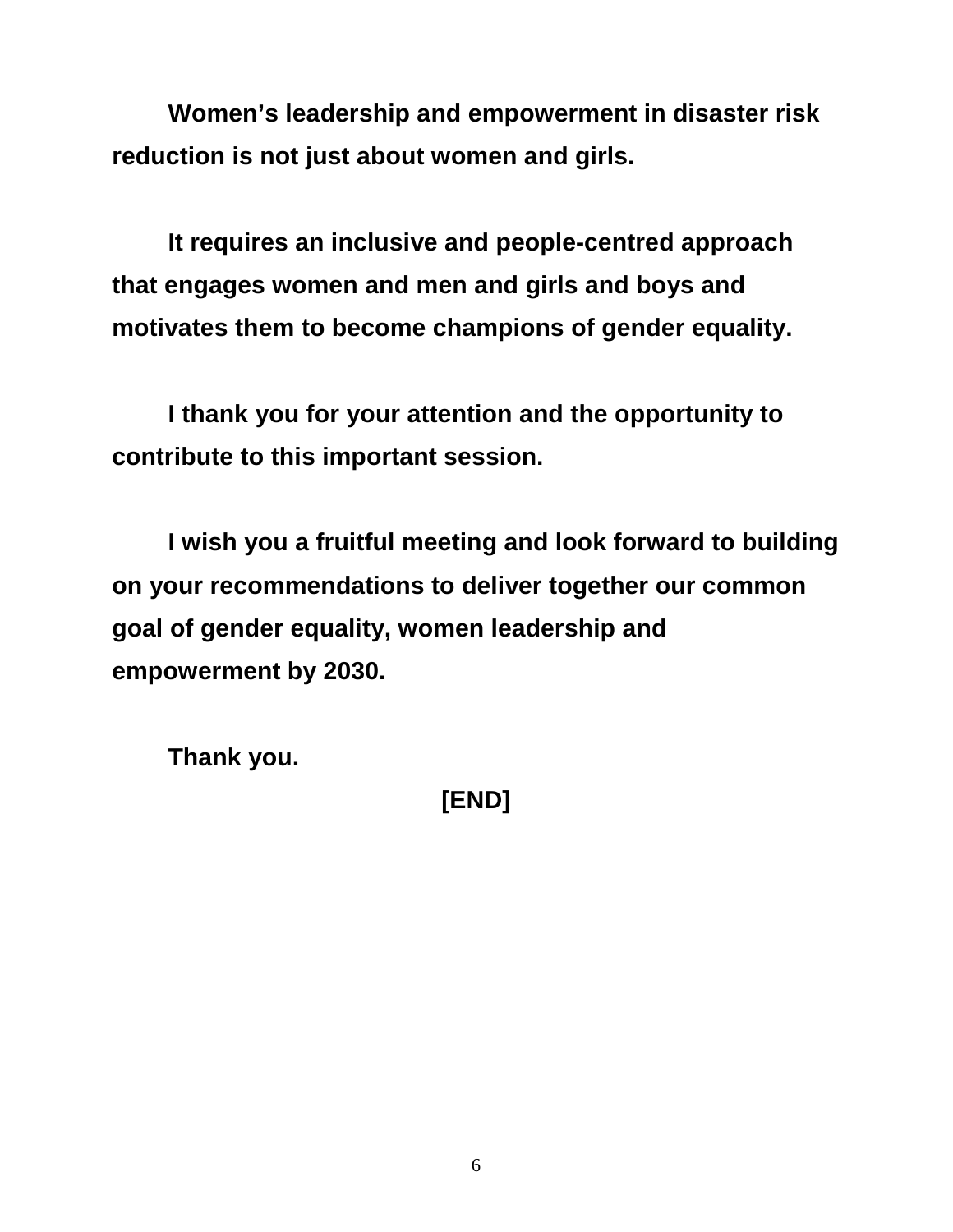**Women's leadership and empowerment in disaster risk reduction is not just about women and girls.**

**It requires an inclusive and people-centred approach that engages women and men and girls and boys and motivates them to become champions of gender equality.**

**I thank you for your attention and the opportunity to contribute to this important session.**

**I wish you a fruitful meeting and look forward to building on your recommendations to deliver together our common goal of gender equality, women leadership and empowerment by 2030.**

**Thank you.**

**[END]**